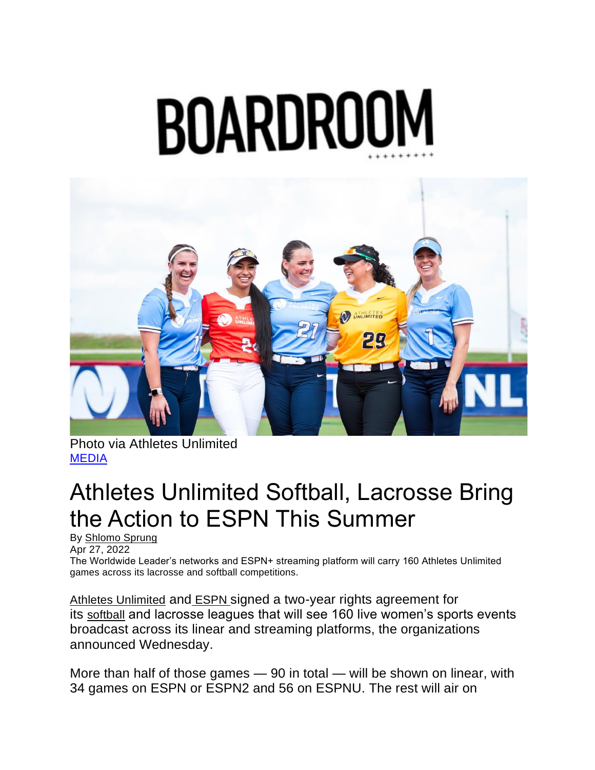# BOARDROOM

Photo via Athletes Unlimited

MEDIA

# Athletes Unlimited Softball, Lacrosse Bring the Action to ESPN This Summer

By Shlomo Sprung

Apr 27, 2022

The Worldwide Leader's networks and ESPN+ streaming platform will carry 160 Athletes Unlimited games across its lacrosse and softball competitions.

Athletes Unlimited and ESPN signed a two-year rights agreement for its softball and lacrosse leagues that will see 160 live women's sports events broadcast across its linear and streaming platforms, the organizations announced Wednesday.

More than half of those games — 90 in total — will be shown on linear, with 34 games on ESPN or ESPN2 and 56 on ESPNU. The rest will air on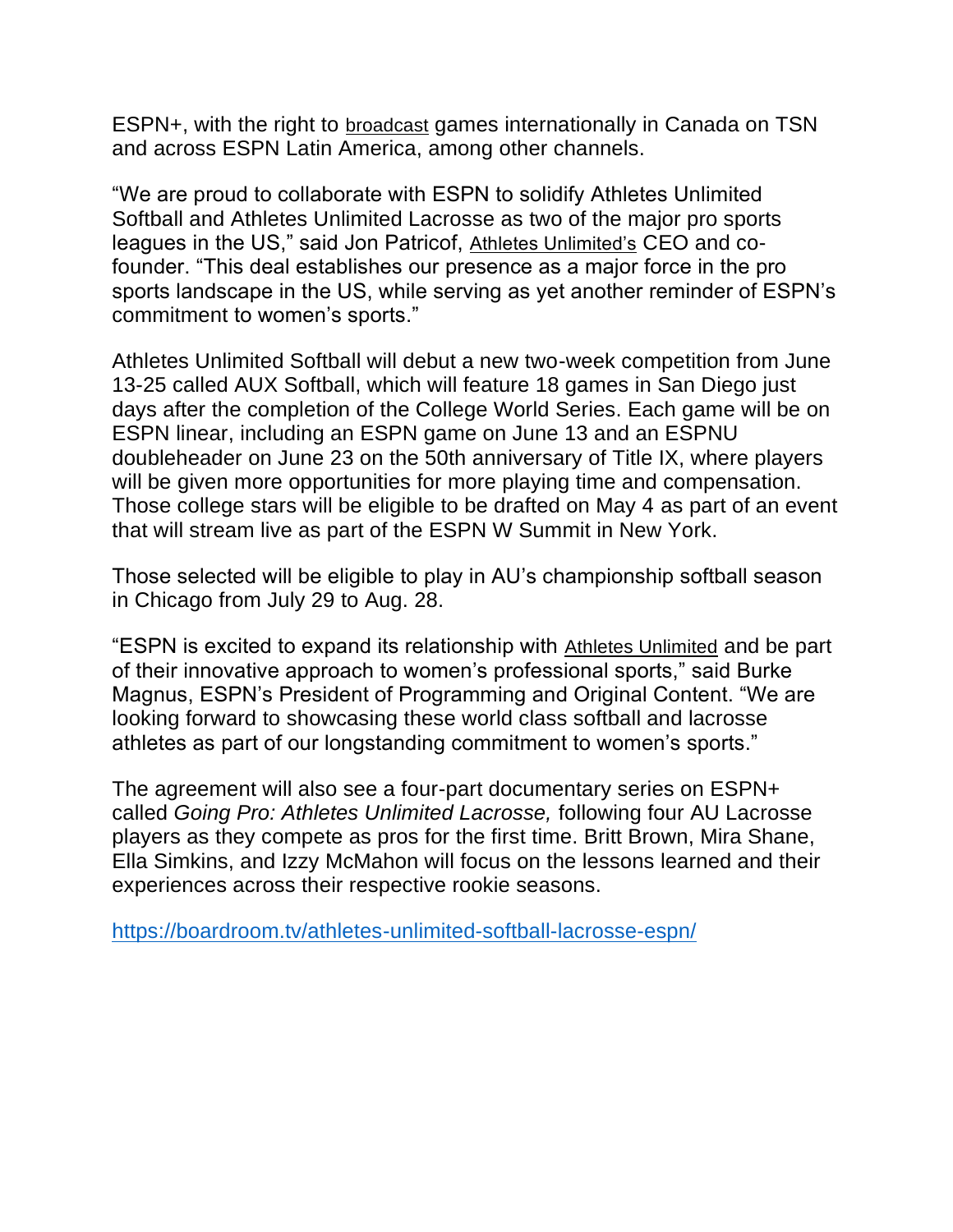ESPN+, with the right to broadcast games internationally in Canada on TSN and across ESPN Latin America, among other channels.

"We are proud to collaborate with ESPN to solidify Athletes Unlimited Softball and Athletes Unlimited Lacrosse as two of the major pro sports leagues in the US," said Jon Patricof, Athletes Unlimited's CEO and co-founder. "This deal establishes our presence as a major force in the pro sports landscape in the US, while serving as yet another reminder of ESPN's commitment to women's sports."

Athletes Unlimited Softball will debut a new two-week competition from June 13-25 called AUX Softball, which will feature 18 games in San Diego just days after the completion of the College World Series. Each game will be on ESPN linear, including an ESPN game on June 13 and an ESPNU doubleheader on June 23 on the 50th anniversary of Title IX, where players will be given more opportunities for more playing time and compensation. Those college stars will be eligible to be drafted on May 4 as part of an event that will stream live as part of the ESPN W Summit in New York.

Those selected will be eligible to play in AU's championship softball season in Chicago from July 29 to Aug. 28.

"ESPN is excited to expand its relationship with Athletes Unlimited and be part of their innovative approach to women's professional sports," said Burke Magnus, ESPN's President of Programming and Original Content. "We are looking forward to showcasing these world class softball and lacrosse athletes as part of our longstanding commitment to women's sports."

The agreement will also see a four-part documentary series on ESPN+ called *Going Pro: Athletes Unlimited Lacrosse,* following four AU Lacrosse players as they compete as pros for the first time. Britt Brown, Mira Shane, Ella Simkins, and Izzy McMahon will focus on the lessons learned and their experiences across their respective rookie seasons.

https://boardroom.tv/athletes-unlimited-softball-lacrosse-espn/